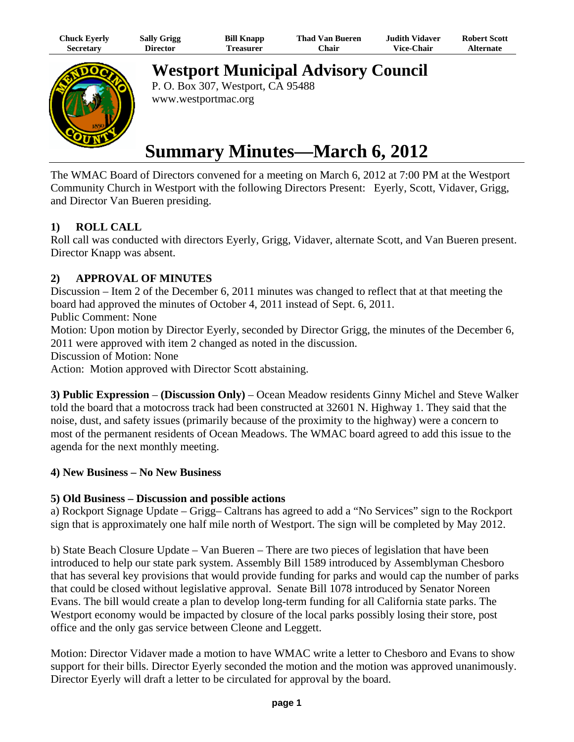| Chuck Eyerly | Sally Grigg | Bill Knapp | Thad Van Bueren | Judith Vidaver | Robert Scott |
|---|---|---|---|---|---|
| Secretary | Director | Treasurer | Chair | Vice-Chair | Alternate |

# Westport Municipal Advisory Council

P. O. Box 307, Westport, CA 95488
www.westportmac.org

# Summary Minutes—March 6, 2012

The WMAC Board of Directors convened for a meeting on March 6, 2012 at 7:00 PM at the Westport Community Church in Westport with the following Directors Present: Eyerly, Scott, Vidaver, Grigg, and Director Van Bueren presiding.

### 1) ROLL CALL

Roll call was conducted with directors Eyerly, Grigg, Vidaver, alternate Scott, and Van Bueren present. Director Knapp was absent.

### 2) APPROVAL OF MINUTES

Discussion – Item 2 of the December 6, 2011 minutes was changed to reflect that at that meeting the board had approved the minutes of October 4, 2011 instead of Sept. 6, 2011.
Public Comment: None
Motion: Upon motion by Director Eyerly, seconded by Director Grigg, the minutes of the December 6, 2011 were approved with item 2 changed as noted in the discussion.
Discussion of Motion: None
Action: Motion approved with Director Scott abstaining.

**3) Public Expression** – **(Discussion Only)** – Ocean Meadow residents Ginny Michel and Steve Walker told the board that a motocross track had been constructed at 32601 N. Highway 1. They said that the noise, dust, and safety issues (primarily because of the proximity to the highway) were a concern to most of the permanent residents of Ocean Meadows. The WMAC board agreed to add this issue to the agenda for the next monthly meeting.

**4) New Business – No New Business**

**5) Old Business – Discussion and possible actions**

a) Rockport Signage Update – Grigg– Caltrans has agreed to add a "No Services" sign to the Rockport sign that is approximately one half mile north of Westport. The sign will be completed by May 2012.

b) State Beach Closure Update – Van Bueren – There are two pieces of legislation that have been introduced to help our state park system. Assembly Bill 1589 introduced by Assemblyman Chesboro that has several key provisions that would provide funding for parks and would cap the number of parks that could be closed without legislative approval. Senate Bill 1078 introduced by Senator Noreen Evans. The bill would create a plan to develop long-term funding for all California state parks. The Westport economy would be impacted by closure of the local parks possibly losing their store, post office and the only gas service between Cleone and Leggett.

Motion: Director Vidaver made a motion to have WMAC write a letter to Chesboro and Evans to show support for their bills. Director Eyerly seconded the motion and the motion was approved unanimously. Director Eyerly will draft a letter to be circulated for approval by the board.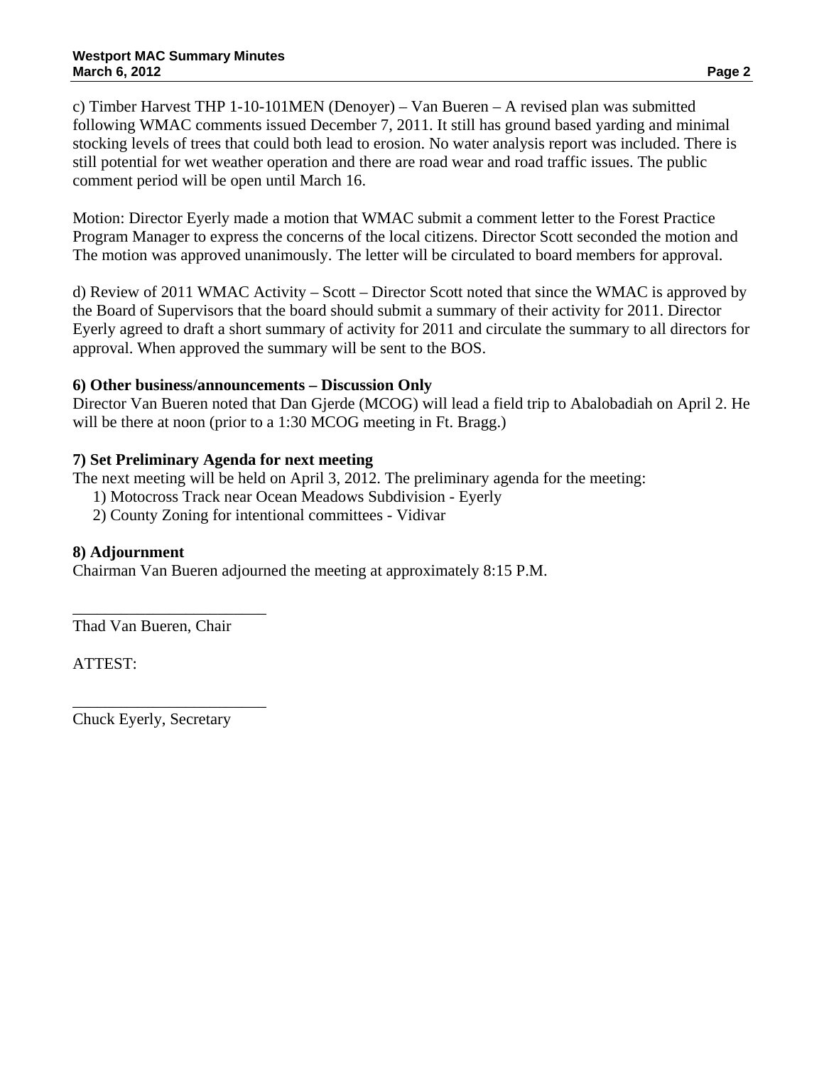c) Timber Harvest THP 1-10-101MEN (Denoyer) – Van Bueren – A revised plan was submitted following WMAC comments issued December 7, 2011. It still has ground based yarding and minimal stocking levels of trees that could both lead to erosion. No water analysis report was included. There is still potential for wet weather operation and there are road wear and road traffic issues. The public comment period will be open until March 16.

Motion: Director Eyerly made a motion that WMAC submit a comment letter to the Forest Practice Program Manager to express the concerns of the local citizens. Director Scott seconded the motion and The motion was approved unanimously. The letter will be circulated to board members for approval.

d) Review of 2011 WMAC Activity – Scott – Director Scott noted that since the WMAC is approved by the Board of Supervisors that the board should submit a summary of their activity for 2011. Director Eyerly agreed to draft a short summary of activity for 2011 and circulate the summary to all directors for approval. When approved the summary will be sent to the BOS.

**6) Other business/announcements – Discussion Only**

Director Van Bueren noted that Dan Gjerde (MCOG) will lead a field trip to Abalobadiah on April 2. He will be there at noon (prior to a 1:30 MCOG meeting in Ft. Bragg.)

**7) Set Preliminary Agenda for next meeting**

The next meeting will be held on April 3, 2012. The preliminary agenda for the meeting:

1) Motocross Track near Ocean Meadows Subdivision - Eyerly
2) County Zoning for intentional committees - Vidivar

**8) Adjournment**

Chairman Van Bueren adjourned the meeting at approximately 8:15 P.M.

________________________
Thad Van Bueren, Chair

ATTEST:

________________________
Chuck Eyerly, Secretary